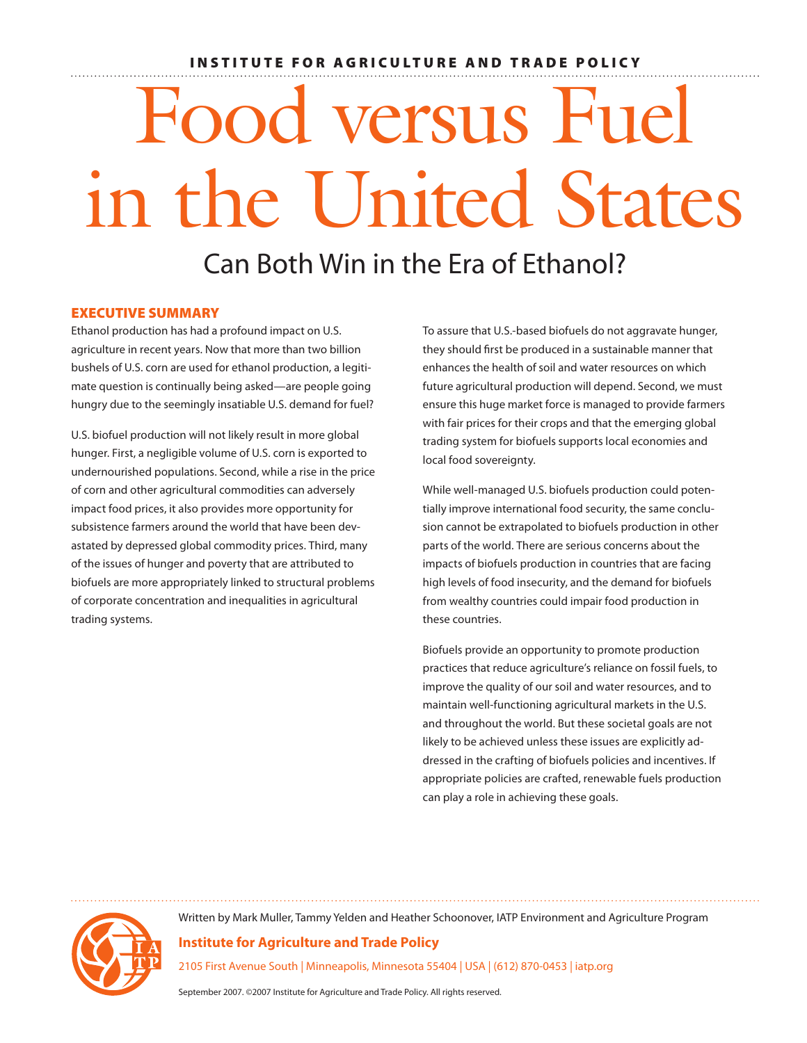INSTITUTE FOR AGRICULTURE AND TRADE POLICY

# Food versus Fuel in the United States

## Can Both Win in the Era of Ethanol?

### EXECUTIVE SUMMARY

Ethanol production has had a profound impact on U.S. agriculture in recent years. Now that more than two billion bushels of U.S. corn are used for ethanol production, a legitimate question is continually being asked—are people going hungry due to the seemingly insatiable U.S. demand for fuel?

U.S. biofuel production will not likely result in more global hunger. First, a negligible volume of U.S. corn is exported to undernourished populations. Second, while a rise in the price of corn and other agricultural commodities can adversely impact food prices, it also provides more opportunity for subsistence farmers around the world that have been devastated by depressed global commodity prices. Third, many of the issues of hunger and poverty that are attributed to biofuels are more appropriately linked to structural problems of corporate concentration and inequalities in agricultural trading systems.

To assure that U.S.-based biofuels do not aggravate hunger, they should first be produced in a sustainable manner that enhances the health of soil and water resources on which future agricultural production will depend. Second, we must ensure this huge market force is managed to provide farmers with fair prices for their crops and that the emerging global trading system for biofuels supports local economies and local food sovereignty.

While well-managed U.S. biofuels production could potentially improve international food security, the same conclusion cannot be extrapolated to biofuels production in other parts of the world. There are serious concerns about the impacts of biofuels production in countries that are facing high levels of food insecurity, and the demand for biofuels from wealthy countries could impair food production in these countries.

Biofuels provide an opportunity to promote production practices that reduce agriculture's reliance on fossil fuels, to improve the quality of our soil and water resources, and to maintain well-functioning agricultural markets in the U.S. and throughout the world. But these societal goals are not likely to be achieved unless these issues are explicitly addressed in the crafting of biofuels policies and incentives. If appropriate policies are crafted, renewable fuels production can play a role in achieving these goals.

Written by Mark Muller, Tammy Yelden and Heather Schoonover, IATP Environment and Agriculture Program

**Institute for Agriculture and Trade Policy**

2105 First Avenue South | Minneapolis, Minnesota 55404 | USA | (612) 870-0453 | iatp.org

September 2007. ©2007 Institute for Agriculture and Trade Policy. All rights reserved.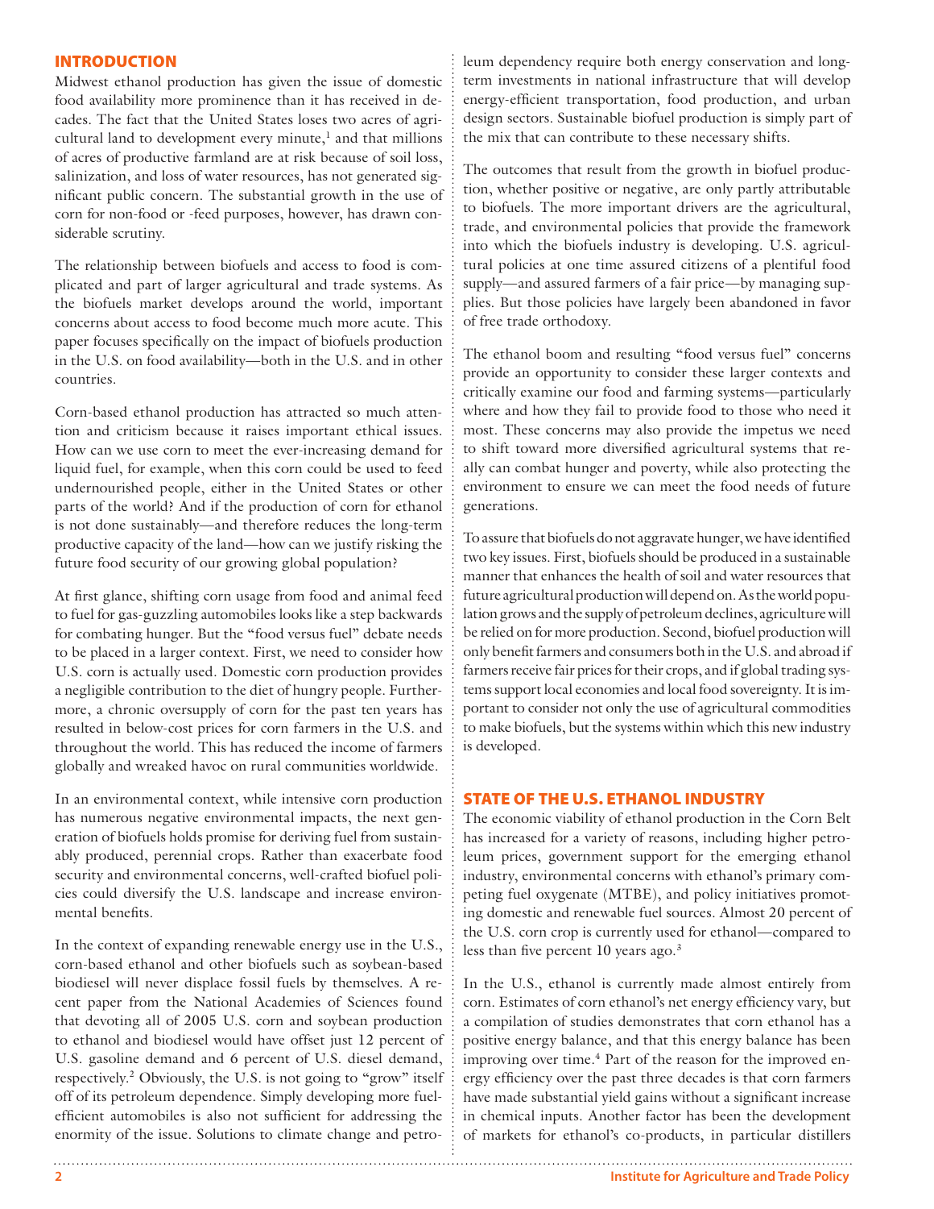## INTRODUCTION

Midwest ethanol production has given the issue of domestic food availability more prominence than it has received in decades. The fact that the United States loses two acres of agricultural land to development every minute,[1] and that millions of acres of productive farmland are at risk because of soil loss, salinization, and loss of water resources, has not generated significant public concern. The substantial growth in the use of corn for non-food or -feed purposes, however, has drawn considerable scrutiny.

The relationship between biofuels and access to food is complicated and part of larger agricultural and trade systems. As the biofuels market develops around the world, important concerns about access to food become much more acute. This paper focuses specifically on the impact of biofuels production in the U.S. on food availability—both in the U.S. and in other countries.

Corn-based ethanol production has attracted so much attention and criticism because it raises important ethical issues. How can we use corn to meet the ever-increasing demand for liquid fuel, for example, when this corn could be used to feed undernourished people, either in the United States or other parts of the world? And if the production of corn for ethanol is not done sustainably—and therefore reduces the long-term productive capacity of the land—how can we justify risking the future food security of our growing global population?

At first glance, shifting corn usage from food and animal feed to fuel for gas-guzzling automobiles looks like a step backwards for combating hunger. But the "food versus fuel" debate needs to be placed in a larger context. First, we need to consider how U.S. corn is actually used. Domestic corn production provides a negligible contribution to the diet of hungry people. Furthermore, a chronic oversupply of corn for the past ten years has resulted in below-cost prices for corn farmers in the U.S. and throughout the world. This has reduced the income of farmers globally and wreaked havoc on rural communities worldwide.

In an environmental context, while intensive corn production has numerous negative environmental impacts, the next generation of biofuels holds promise for deriving fuel from sustainably produced, perennial crops. Rather than exacerbate food security and environmental concerns, well-crafted biofuel policies could diversify the U.S. landscape and increase environmental benefits.

In the context of expanding renewable energy use in the U.S., corn-based ethanol and other biofuels such as soybean-based biodiesel will never displace fossil fuels by themselves. A recent paper from the National Academies of Sciences found that devoting all of 2005 U.S. corn and soybean production to ethanol and biodiesel would have offset just 12 percent of U.S. gasoline demand and 6 percent of U.S. diesel demand, respectively.[2] Obviously, the U.S. is not going to "grow" itself off of its petroleum dependence. Simply developing more fuel-efficient automobiles is also not sufficient for addressing the enormity of the issue. Solutions to climate change and petroleum dependency require both energy conservation and long-term investments in national infrastructure that will develop energy-efficient transportation, food production, and urban design sectors. Sustainable biofuel production is simply part of the mix that can contribute to these necessary shifts.

The outcomes that result from the growth in biofuel production, whether positive or negative, are only partly attributable to biofuels. The more important drivers are the agricultural, trade, and environmental policies that provide the framework into which the biofuels industry is developing. U.S. agricultural policies at one time assured citizens of a plentiful food supply—and assured farmers of a fair price—by managing supplies. But those policies have largely been abandoned in favor of free trade orthodoxy.

The ethanol boom and resulting "food versus fuel" concerns provide an opportunity to consider these larger contexts and critically examine our food and farming systems—particularly where and how they fail to provide food to those who need it most. These concerns may also provide the impetus we need to shift toward more diversified agricultural systems that really can combat hunger and poverty, while also protecting the environment to ensure we can meet the food needs of future generations.

To assure that biofuels do not aggravate hunger, we have identified two key issues. First, biofuels should be produced in a sustainable manner that enhances the health of soil and water resources that future agricultural production will depend on. As the world population grows and the supply of petroleum declines, agriculture will be relied on for more production. Second, biofuel production will only benefit farmers and consumers both in the U.S. and abroad if farmers receive fair prices for their crops, and if global trading systems support local economies and local food sovereignty. It is important to consider not only the use of agricultural commodities to make biofuels, but the systems within which this new industry is developed.

## STATE OF THE U.S. ETHANOL INDUSTRY

The economic viability of ethanol production in the Corn Belt has increased for a variety of reasons, including higher petroleum prices, government support for the emerging ethanol industry, environmental concerns with ethanol's primary competing fuel oxygenate (MTBE), and policy initiatives promoting domestic and renewable fuel sources. Almost 20 percent of the U.S. corn crop is currently used for ethanol—compared to less than five percent 10 years ago.[3]

In the U.S., ethanol is currently made almost entirely from corn. Estimates of corn ethanol's net energy efficiency vary, but a compilation of studies demonstrates that corn ethanol has a positive energy balance, and that this energy balance has been improving over time.[4] Part of the reason for the improved energy efficiency over the past three decades is that corn farmers have made substantial yield gains without a significant increase in chemical inputs. Another factor has been the development of markets for ethanol's co-products, in particular distillers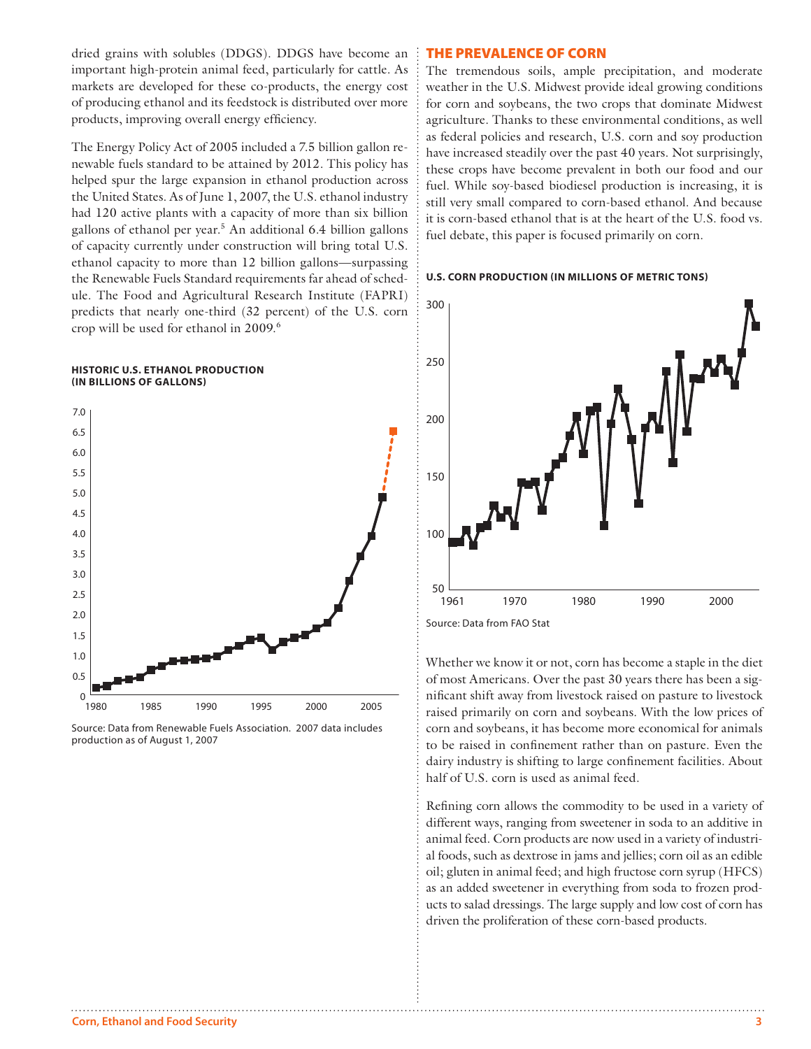dried grains with solubles (DDGS). DDGS have become an important high-protein animal feed, particularly for cattle. As markets are developed for these co-products, the energy cost of producing ethanol and its feedstock is distributed over more products, improving overall energy efficiency.

The Energy Policy Act of 2005 included a 7.5 billion gallon renewable fuels standard to be attained by 2012. This policy has helped spur the large expansion in ethanol production across the United States. As of June 1, 2007, the U.S. ethanol industry had 120 active plants with a capacity of more than six billion gallons of ethanol per year.[5] An additional 6.4 billion gallons of capacity currently under construction will bring total U.S. ethanol capacity to more than 12 billion gallons—surpassing the Renewable Fuels Standard requirements far ahead of schedule. The Food and Agricultural Research Institute (FAPRI) predicts that nearly one-third (32 percent) of the U.S. corn crop will be used for ethanol in 2009.[6]

**HISTORIC U.S. ETHANOL PRODUCTION (IN BILLIONS OF GALLONS)**

Source: Data from Renewable Fuels Association. 2007 data includes production as of August 1, 2007

## THE PREVALENCE OF CORN

The tremendous soils, ample precipitation, and moderate weather in the U.S. Midwest provide ideal growing conditions for corn and soybeans, the two crops that dominate Midwest agriculture. Thanks to these environmental conditions, as well as federal policies and research, U.S. corn and soy production have increased steadily over the past 40 years. Not surprisingly, these crops have become prevalent in both our food and our fuel. While soy-based biodiesel production is increasing, it is still very small compared to corn-based ethanol. And because it is corn-based ethanol that is at the heart of the U.S. food vs. fuel debate, this paper is focused primarily on corn.

**U.S. CORN PRODUCTION (IN MILLIONS OF METRIC TONS)**

Source: Data from FAO Stat

Whether we know it or not, corn has become a staple in the diet of most Americans. Over the past 30 years there has been a significant shift away from livestock raised on pasture to livestock raised primarily on corn and soybeans. With the low prices of corn and soybeans, it has become more economical for animals to be raised in confinement rather than on pasture. Even the dairy industry is shifting to large confinement facilities. About half of U.S. corn is used as animal feed.

Refining corn allows the commodity to be used in a variety of different ways, ranging from sweetener in soda to an additive in animal feed. Corn products are now used in a variety of industrial foods, such as dextrose in jams and jellies; corn oil as an edible oil; gluten in animal feed; and high fructose corn syrup (HFCS) as an added sweetener in everything from soda to frozen products to salad dressings. The large supply and low cost of corn has driven the proliferation of these corn-based products.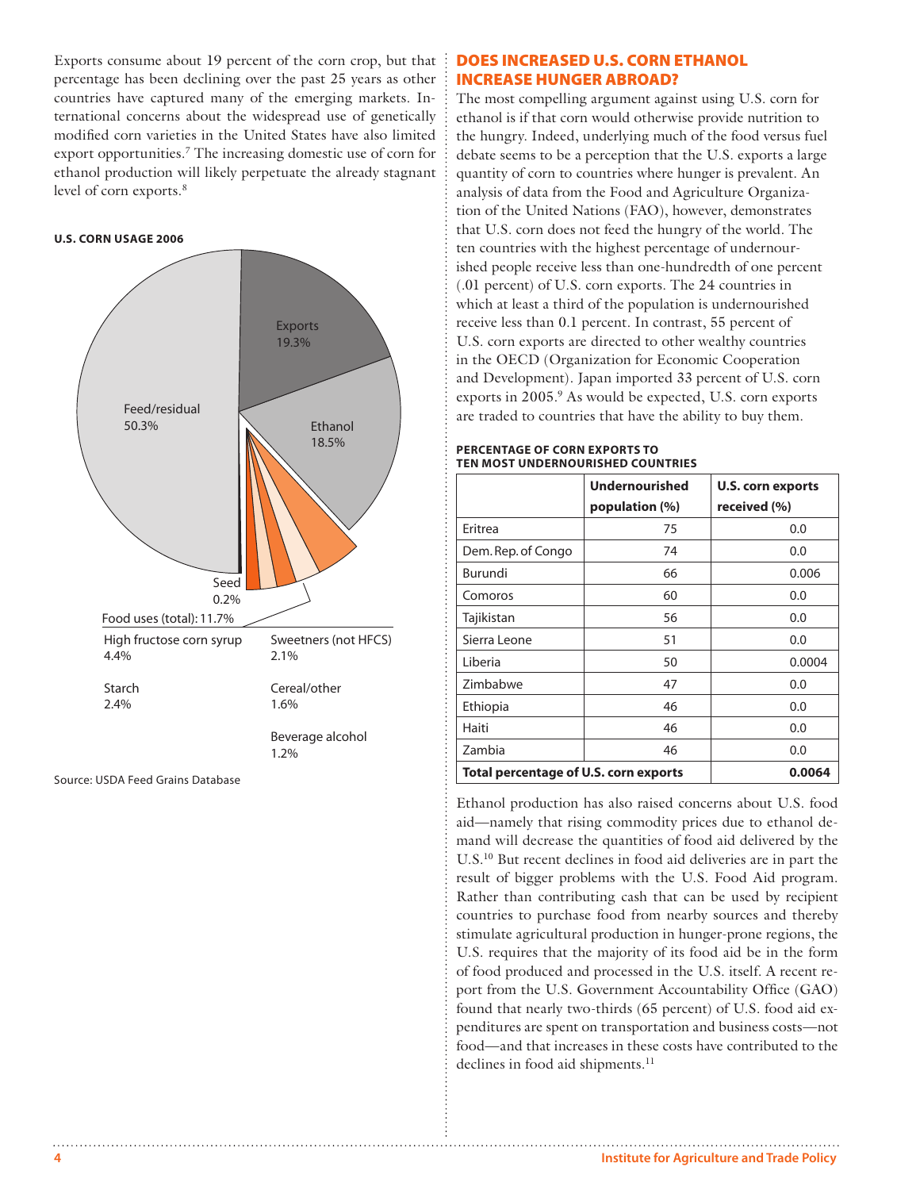Exports consume about 19 percent of the corn crop, but that percentage has been declining over the past 25 years as other countries have captured many of the emerging markets. International concerns about the widespread use of genetically modified corn varieties in the United States have also limited export opportunities.[7] The increasing domestic use of corn for ethanol production will likely perpetuate the already stagnant level of corn exports.[8]

**U.S. CORN USAGE 2006**

Exports 19.3%

Ethanol 18.5%

Feed/residual 50.3%

Seed 0.2%

Food uses (total): 11.7%

High fructose corn syrup 4.4%

Sweetners (not HFCS) 2.1%

Starch 2.4%

Cereal/other 1.6%

Beverage alcohol 1.2%

Source: USDA Feed Grains Database

## DOES INCREASED U.S. CORN ETHANOL INCREASE HUNGER ABROAD?

The most compelling argument against using U.S. corn for ethanol is if that corn would otherwise provide nutrition to the hungry. Indeed, underlying much of the food versus fuel debate seems to be a perception that the U.S. exports a large quantity of corn to countries where hunger is prevalent. An analysis of data from the Food and Agriculture Organization of the United Nations (FAO), however, demonstrates that U.S. corn does not feed the hungry of the world. The ten countries with the highest percentage of undernourished people receive less than one-hundredth of one percent (.01 percent) of U.S. corn exports. The 24 countries in which at least a third of the population is undernourished receive less than 0.1 percent. In contrast, 55 percent of U.S. corn exports are directed to other wealthy countries in the OECD (Organization for Economic Cooperation and Development). Japan imported 33 percent of U.S. corn exports in 2005.[9] As would be expected, U.S. corn exports are traded to countries that have the ability to buy them.

**PERCENTAGE OF CORN EXPORTS TO TEN MOST UNDERNOURISHED COUNTRIES**

| | Undernourished population (%) | U.S. corn exports received (%) |
|---|---|---|
| Eritrea | 75 | 0.0 |
| Dem. Rep. of Congo | 74 | 0.0 |
| Burundi | 66 | 0.006 |
| Comoros | 60 | 0.0 |
| Tajikistan | 56 | 0.0 |
| Sierra Leone | 51 | 0.0 |
| Liberia | 50 | 0.0004 |
| Zimbabwe | 47 | 0.0 |
| Ethiopia | 46 | 0.0 |
| Haiti | 46 | 0.0 |
| Zambia | 46 | 0.0 |
| **Total percentage of U.S. corn exports** | | **0.0064** |

Ethanol production has also raised concerns about U.S. food aid—namely that rising commodity prices due to ethanol demand will decrease the quantities of food aid delivered by the U.S.[10] But recent declines in food aid deliveries are in part the result of bigger problems with the U.S. Food Aid program. Rather than contributing cash that can be used by recipient countries to purchase food from nearby sources and thereby stimulate agricultural production in hunger-prone regions, the U.S. requires that the majority of its food aid be in the form of food produced and processed in the U.S. itself. A recent report from the U.S. Government Accountability Office (GAO) found that nearly two-thirds (65 percent) of U.S. food aid expenditures are spent on transportation and business costs—not food—and that increases in these costs have contributed to the declines in food aid shipments.[11]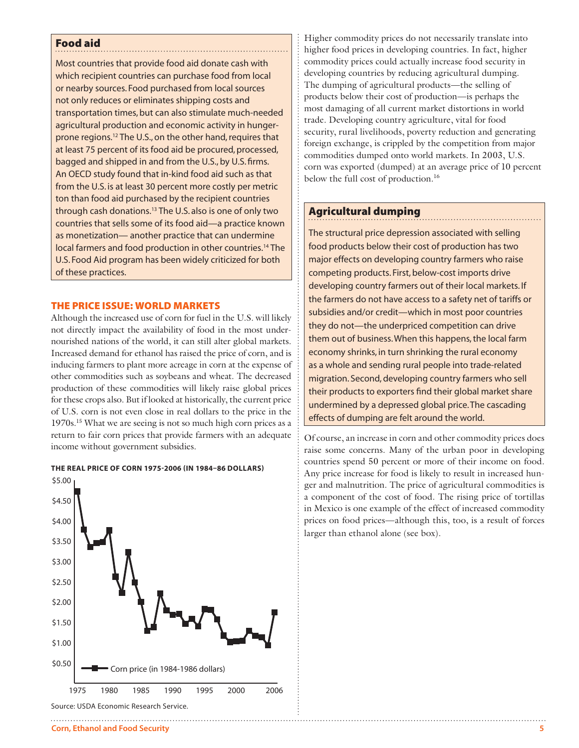## Food aid

Most countries that provide food aid donate cash with which recipient countries can purchase food from local or nearby sources. Food purchased from local sources not only reduces or eliminates shipping costs and transportation times, but can also stimulate much-needed agricultural production and economic activity in hunger-prone regions.[12] The U.S., on the other hand, requires that at least 75 percent of its food aid be procured, processed, bagged and shipped in and from the U.S., by U.S. firms. An OECD study found that in-kind food aid such as that from the U.S. is at least 30 percent more costly per metric ton than food aid purchased by the recipient countries through cash donations.[13] The U.S. also is one of only two countries that sells some of its food aid—a practice known as monetization— another practice that can undermine local farmers and food production in other countries.[14] The U.S. Food Aid program has been widely criticized for both of these practices.

## THE PRICE ISSUE: WORLD MARKETS

Although the increased use of corn for fuel in the U.S. will likely not directly impact the availability of food in the most undernourished nations of the world, it can still alter global markets. Increased demand for ethanol has raised the price of corn, and is inducing farmers to plant more acreage in corn at the expense of other commodities such as soybeans and wheat. The decreased production of these commodities will likely raise global prices for these crops also. But if looked at historically, the current price of U.S. corn is not even close in real dollars to the price in the 1970s.[15] What we are seeing is not so much high corn prices as a return to fair corn prices that provide farmers with an adequate income without government subsidies.

**THE REAL PRICE OF CORN 1975-2006 (IN 1984–86 DOLLARS)**

Source: USDA Economic Research Service.

Higher commodity prices do not necessarily translate into higher food prices in developing countries. In fact, higher commodity prices could actually increase food security in developing countries by reducing agricultural dumping. The dumping of agricultural products—the selling of products below their cost of production—is perhaps the most damaging of all current market distortions in world trade. Developing country agriculture, vital for food security, rural livelihoods, poverty reduction and generating foreign exchange, is crippled by the competition from major commodities dumped onto world markets. In 2003, U.S. corn was exported (dumped) at an average price of 10 percent below the full cost of production.[16]

## Agricultural dumping

The structural price depression associated with selling food products below their cost of production has two major effects on developing country farmers who raise competing products. First, below-cost imports drive developing country farmers out of their local markets. If the farmers do not have access to a safety net of tariffs or subsidies and/or credit—which in most poor countries they do not—the underpriced competition can drive them out of business. When this happens, the local farm economy shrinks, in turn shrinking the rural economy as a whole and sending rural people into trade-related migration. Second, developing country farmers who sell their products to exporters find their global market share undermined by a depressed global price. The cascading effects of dumping are felt around the world.

Of course, an increase in corn and other commodity prices does raise some concerns. Many of the urban poor in developing countries spend 50 percent or more of their income on food. Any price increase for food is likely to result in increased hunger and malnutrition. The price of agricultural commodities is a component of the cost of food. The rising price of tortillas in Mexico is one example of the effect of increased commodity prices on food prices—although this, too, is a result of forces larger than ethanol alone (see box).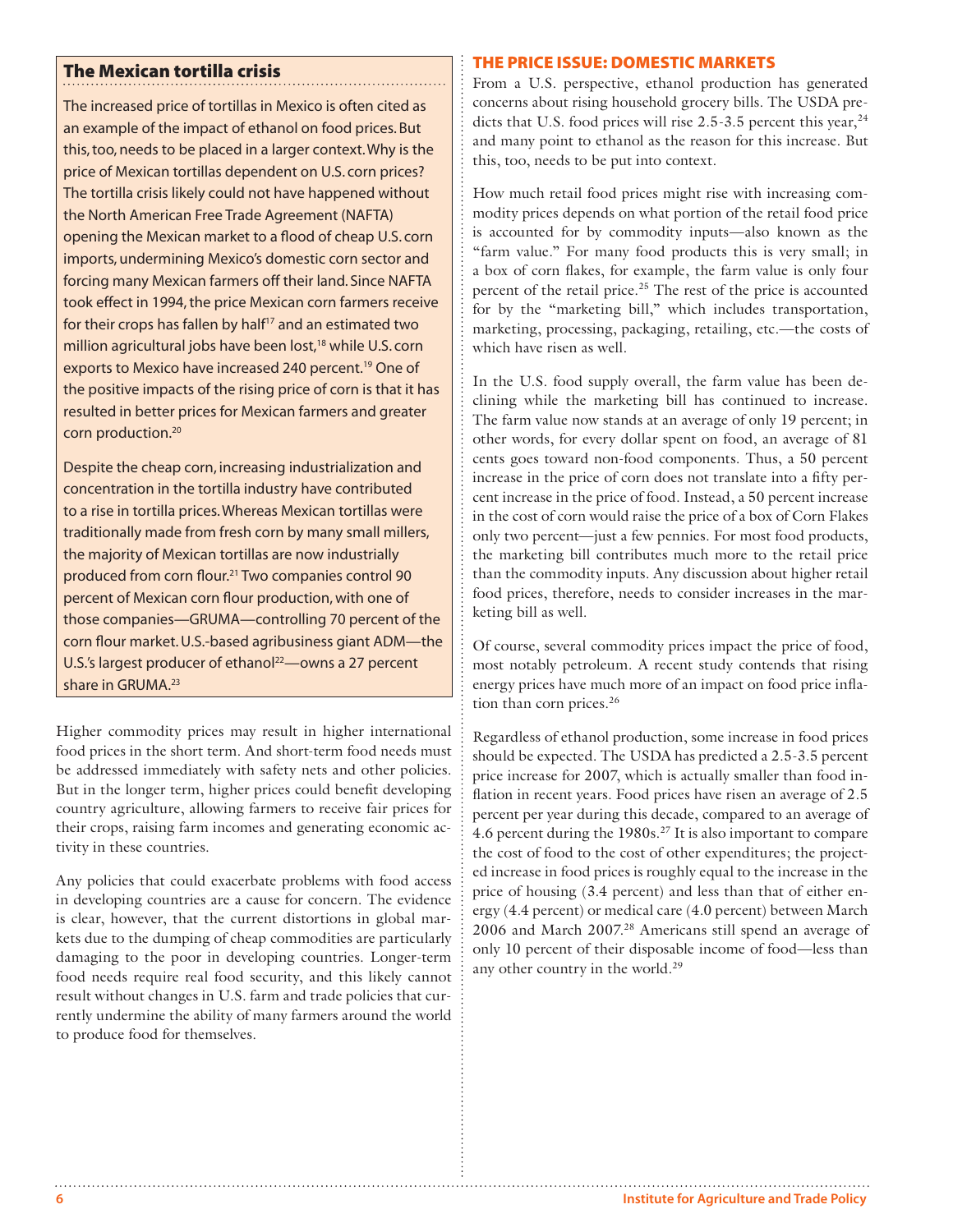### The Mexican tortilla crisis

The increased price of tortillas in Mexico is often cited as an example of the impact of ethanol on food prices. But this, too, needs to be placed in a larger context. Why is the price of Mexican tortillas dependent on U.S. corn prices? The tortilla crisis likely could not have happened without the North American Free Trade Agreement (NAFTA) opening the Mexican market to a flood of cheap U.S. corn imports, undermining Mexico's domestic corn sector and forcing many Mexican farmers off their land. Since NAFTA took effect in 1994, the price Mexican corn farmers receive for their crops has fallen by half[17] and an estimated two million agricultural jobs have been lost,[18] while U.S. corn exports to Mexico have increased 240 percent.[19] One of the positive impacts of the rising price of corn is that it has resulted in better prices for Mexican farmers and greater corn production.[20]

Despite the cheap corn, increasing industrialization and concentration in the tortilla industry have contributed to a rise in tortilla prices. Whereas Mexican tortillas were traditionally made from fresh corn by many small millers, the majority of Mexican tortillas are now industrially produced from corn flour.[21] Two companies control 90 percent of Mexican corn flour production, with one of those companies—GRUMA—controlling 70 percent of the corn flour market. U.S.-based agribusiness giant ADM—the U.S.'s largest producer of ethanol[22]—owns a 27 percent share in GRUMA.[23]

Higher commodity prices may result in higher international food prices in the short term. And short-term food needs must be addressed immediately with safety nets and other policies. But in the longer term, higher prices could benefit developing country agriculture, allowing farmers to receive fair prices for their crops, raising farm incomes and generating economic activity in these countries.

Any policies that could exacerbate problems with food access in developing countries are a cause for concern. The evidence is clear, however, that the current distortions in global markets due to the dumping of cheap commodities are particularly damaging to the poor in developing countries. Longer-term food needs require real food security, and this likely cannot result without changes in U.S. farm and trade policies that currently undermine the ability of many farmers around the world to produce food for themselves.

## THE PRICE ISSUE: DOMESTIC MARKETS

From a U.S. perspective, ethanol production has generated concerns about rising household grocery bills. The USDA predicts that U.S. food prices will rise 2.5-3.5 percent this year,[24] and many point to ethanol as the reason for this increase. But this, too, needs to be put into context.

How much retail food prices might rise with increasing commodity prices depends on what portion of the retail food price is accounted for by commodity inputs—also known as the "farm value." For many food products this is very small; in a box of corn flakes, for example, the farm value is only four percent of the retail price.[25] The rest of the price is accounted for by the "marketing bill," which includes transportation, marketing, processing, packaging, retailing, etc.—the costs of which have risen as well.

In the U.S. food supply overall, the farm value has been declining while the marketing bill has continued to increase. The farm value now stands at an average of only 19 percent; in other words, for every dollar spent on food, an average of 81 cents goes toward non-food components. Thus, a 50 percent increase in the price of corn does not translate into a fifty percent increase in the price of food. Instead, a 50 percent increase in the cost of corn would raise the price of a box of Corn Flakes only two percent—just a few pennies. For most food products, the marketing bill contributes much more to the retail price than the commodity inputs. Any discussion about higher retail food prices, therefore, needs to consider increases in the marketing bill as well.

Of course, several commodity prices impact the price of food, most notably petroleum. A recent study contends that rising energy prices have much more of an impact on food price inflation than corn prices.[26]

Regardless of ethanol production, some increase in food prices should be expected. The USDA has predicted a 2.5-3.5 percent price increase for 2007, which is actually smaller than food inflation in recent years. Food prices have risen an average of 2.5 percent per year during this decade, compared to an average of 4.6 percent during the 1980s.[27] It is also important to compare the cost of food to the cost of other expenditures; the projected increase in food prices is roughly equal to the increase in the price of housing (3.4 percent) and less than that of either energy (4.4 percent) or medical care (4.0 percent) between March 2006 and March 2007.[28] Americans still spend an average of only 10 percent of their disposable income of food—less than any other country in the world.[29]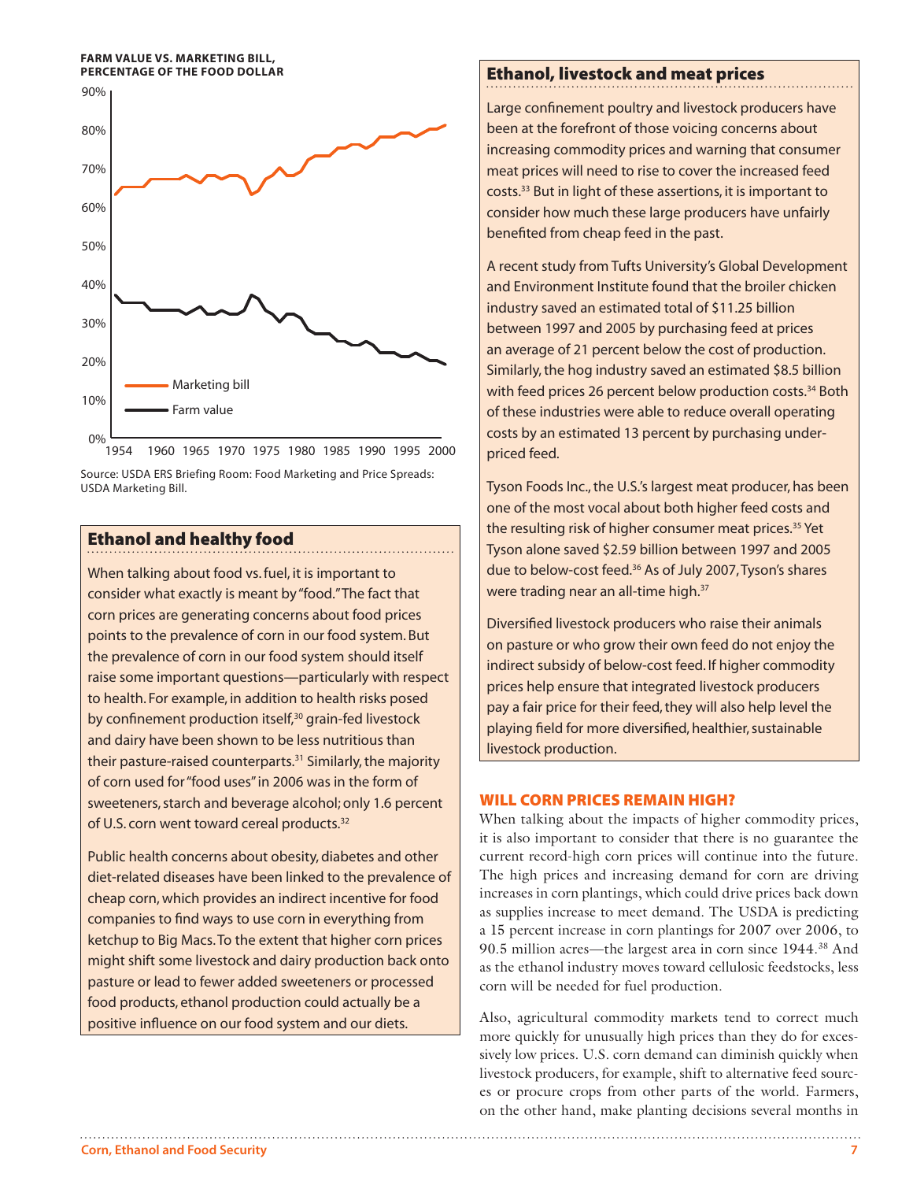**FARM VALUE VS. MARKETING BILL, PERCENTAGE OF THE FOOD DOLLAR**

Source: USDA ERS Briefing Room: Food Marketing and Price Spreads: USDA Marketing Bill.

## Ethanol and healthy food

When talking about food vs. fuel, it is important to consider what exactly is meant by "food." The fact that corn prices are generating concerns about food prices points to the prevalence of corn in our food system. But the prevalence of corn in our food system should itself raise some important questions—particularly with respect to health. For example, in addition to health risks posed by confinement production itself,[30] grain-fed livestock and dairy have been shown to be less nutritious than their pasture-raised counterparts.[31] Similarly, the majority of corn used for "food uses" in 2006 was in the form of sweeteners, starch and beverage alcohol; only 1.6 percent of U.S. corn went toward cereal products.[32]

Public health concerns about obesity, diabetes and other diet-related diseases have been linked to the prevalence of cheap corn, which provides an indirect incentive for food companies to find ways to use corn in everything from ketchup to Big Macs. To the extent that higher corn prices might shift some livestock and dairy production back onto pasture or lead to fewer added sweeteners or processed food products, ethanol production could actually be a positive influence on our food system and our diets.

## Ethanol, livestock and meat prices

Large confinement poultry and livestock producers have been at the forefront of those voicing concerns about increasing commodity prices and warning that consumer meat prices will need to rise to cover the increased feed costs.[33] But in light of these assertions, it is important to consider how much these large producers have unfairly benefited from cheap feed in the past.

A recent study from Tufts University's Global Development and Environment Institute found that the broiler chicken industry saved an estimated total of $11.25 billion between 1997 and 2005 by purchasing feed at prices an average of 21 percent below the cost of production. Similarly, the hog industry saved an estimated $8.5 billion with feed prices 26 percent below production costs.[34] Both of these industries were able to reduce overall operating costs by an estimated 13 percent by purchasing under-priced feed.

Tyson Foods Inc., the U.S.'s largest meat producer, has been one of the most vocal about both higher feed costs and the resulting risk of higher consumer meat prices.[35] Yet Tyson alone saved $2.59 billion between 1997 and 2005 due to below-cost feed.[36] As of July 2007, Tyson's shares were trading near an all-time high.[37]

Diversified livestock producers who raise their animals on pasture or who grow their own feed do not enjoy the indirect subsidy of below-cost feed. If higher commodity prices help ensure that integrated livestock producers pay a fair price for their feed, they will also help level the playing field for more diversified, healthier, sustainable livestock production.

## WILL CORN PRICES REMAIN HIGH?

When talking about the impacts of higher commodity prices, it is also important to consider that there is no guarantee the current record-high corn prices will continue into the future. The high prices and increasing demand for corn are driving increases in corn plantings, which could drive prices back down as supplies increase to meet demand. The USDA is predicting a 15 percent increase in corn plantings for 2007 over 2006, to 90.5 million acres—the largest area in corn since 1944.[38] And as the ethanol industry moves toward cellulosic feedstocks, less corn will be needed for fuel production.

Also, agricultural commodity markets tend to correct much more quickly for unusually high prices than they do for excessively low prices. U.S. corn demand can diminish quickly when livestock producers, for example, shift to alternative feed sources or procure crops from other parts of the world. Farmers, on the other hand, make planting decisions several months in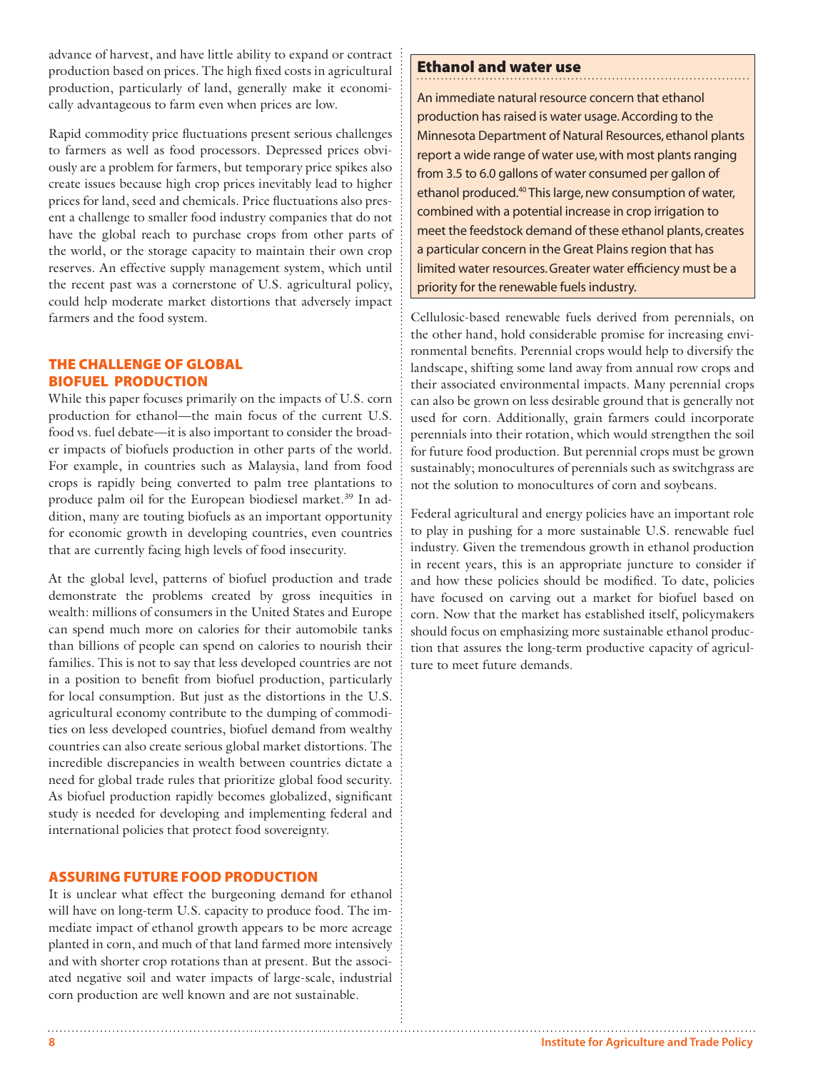advance of harvest, and have little ability to expand or contract production based on prices. The high fixed costs in agricultural production, particularly of land, generally make it economically advantageous to farm even when prices are low.

Rapid commodity price fluctuations present serious challenges to farmers as well as food processors. Depressed prices obviously are a problem for farmers, but temporary price spikes also create issues because high crop prices inevitably lead to higher prices for land, seed and chemicals. Price fluctuations also present a challenge to smaller food industry companies that do not have the global reach to purchase crops from other parts of the world, or the storage capacity to maintain their own crop reserves. An effective supply management system, which until the recent past was a cornerstone of U.S. agricultural policy, could help moderate market distortions that adversely impact farmers and the food system.

## THE CHALLENGE OF GLOBAL BIOFUEL PRODUCTION

While this paper focuses primarily on the impacts of U.S. corn production for ethanol—the main focus of the current U.S. food vs. fuel debate—it is also important to consider the broader impacts of biofuels production in other parts of the world. For example, in countries such as Malaysia, land from food crops is rapidly being converted to palm tree plantations to produce palm oil for the European biodiesel market.[39] In addition, many are touting biofuels as an important opportunity for economic growth in developing countries, even countries that are currently facing high levels of food insecurity.

At the global level, patterns of biofuel production and trade demonstrate the problems created by gross inequities in wealth: millions of consumers in the United States and Europe can spend much more on calories for their automobile tanks than billions of people can spend on calories to nourish their families. This is not to say that less developed countries are not in a position to benefit from biofuel production, particularly for local consumption. But just as the distortions in the U.S. agricultural economy contribute to the dumping of commodities on less developed countries, biofuel demand from wealthy countries can also create serious global market distortions. The incredible discrepancies in wealth between countries dictate a need for global trade rules that prioritize global food security. As biofuel production rapidly becomes globalized, significant study is needed for developing and implementing federal and international policies that protect food sovereignty.

## ASSURING FUTURE FOOD PRODUCTION

It is unclear what effect the burgeoning demand for ethanol will have on long-term U.S. capacity to produce food. The immediate impact of ethanol growth appears to be more acreage planted in corn, and much of that land farmed more intensively and with shorter crop rotations than at present. But the associated negative soil and water impacts of large-scale, industrial corn production are well known and are not sustainable.

### Ethanol and water use

An immediate natural resource concern that ethanol production has raised is water usage. According to the Minnesota Department of Natural Resources, ethanol plants report a wide range of water use, with most plants ranging from 3.5 to 6.0 gallons of water consumed per gallon of ethanol produced.[40] This large, new consumption of water, combined with a potential increase in crop irrigation to meet the feedstock demand of these ethanol plants, creates a particular concern in the Great Plains region that has limited water resources. Greater water efficiency must be a priority for the renewable fuels industry.

Cellulosic-based renewable fuels derived from perennials, on the other hand, hold considerable promise for increasing environmental benefits. Perennial crops would help to diversify the landscape, shifting some land away from annual row crops and their associated environmental impacts. Many perennial crops can also be grown on less desirable ground that is generally not used for corn. Additionally, grain farmers could incorporate perennials into their rotation, which would strengthen the soil for future food production. But perennial crops must be grown sustainably; monocultures of perennials such as switchgrass are not the solution to monocultures of corn and soybeans.

Federal agricultural and energy policies have an important role to play in pushing for a more sustainable U.S. renewable fuel industry. Given the tremendous growth in ethanol production in recent years, this is an appropriate juncture to consider if and how these policies should be modified. To date, policies have focused on carving out a market for biofuel based on corn. Now that the market has established itself, policymakers should focus on emphasizing more sustainable ethanol production that assures the long-term productive capacity of agriculture to meet future demands.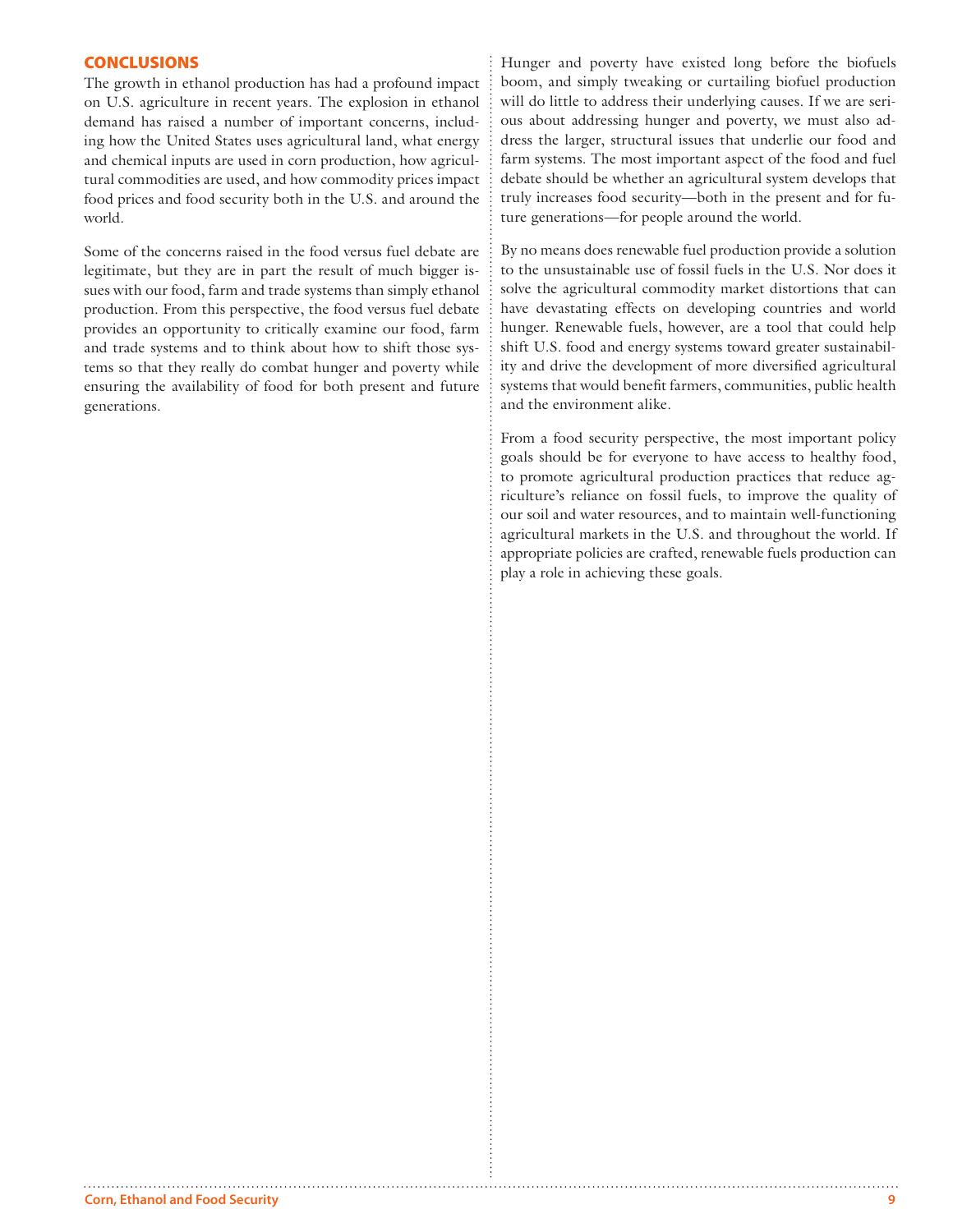## CONCLUSIONS

The growth in ethanol production has had a profound impact on U.S. agriculture in recent years. The explosion in ethanol demand has raised a number of important concerns, including how the United States uses agricultural land, what energy and chemical inputs are used in corn production, how agricultural commodities are used, and how commodity prices impact food prices and food security both in the U.S. and around the world.

Some of the concerns raised in the food versus fuel debate are legitimate, but they are in part the result of much bigger issues with our food, farm and trade systems than simply ethanol production. From this perspective, the food versus fuel debate provides an opportunity to critically examine our food, farm and trade systems and to think about how to shift those systems so that they really do combat hunger and poverty while ensuring the availability of food for both present and future generations.

Hunger and poverty have existed long before the biofuels boom, and simply tweaking or curtailing biofuel production will do little to address their underlying causes. If we are serious about addressing hunger and poverty, we must also address the larger, structural issues that underlie our food and farm systems. The most important aspect of the food and fuel debate should be whether an agricultural system develops that truly increases food security—both in the present and for future generations—for people around the world.

By no means does renewable fuel production provide a solution to the unsustainable use of fossil fuels in the U.S. Nor does it solve the agricultural commodity market distortions that can have devastating effects on developing countries and world hunger. Renewable fuels, however, are a tool that could help shift U.S. food and energy systems toward greater sustainability and drive the development of more diversified agricultural systems that would benefit farmers, communities, public health and the environment alike.

From a food security perspective, the most important policy goals should be for everyone to have access to healthy food, to promote agricultural production practices that reduce agriculture's reliance on fossil fuels, to improve the quality of our soil and water resources, and to maintain well-functioning agricultural markets in the U.S. and throughout the world. If appropriate policies are crafted, renewable fuels production can play a role in achieving these goals.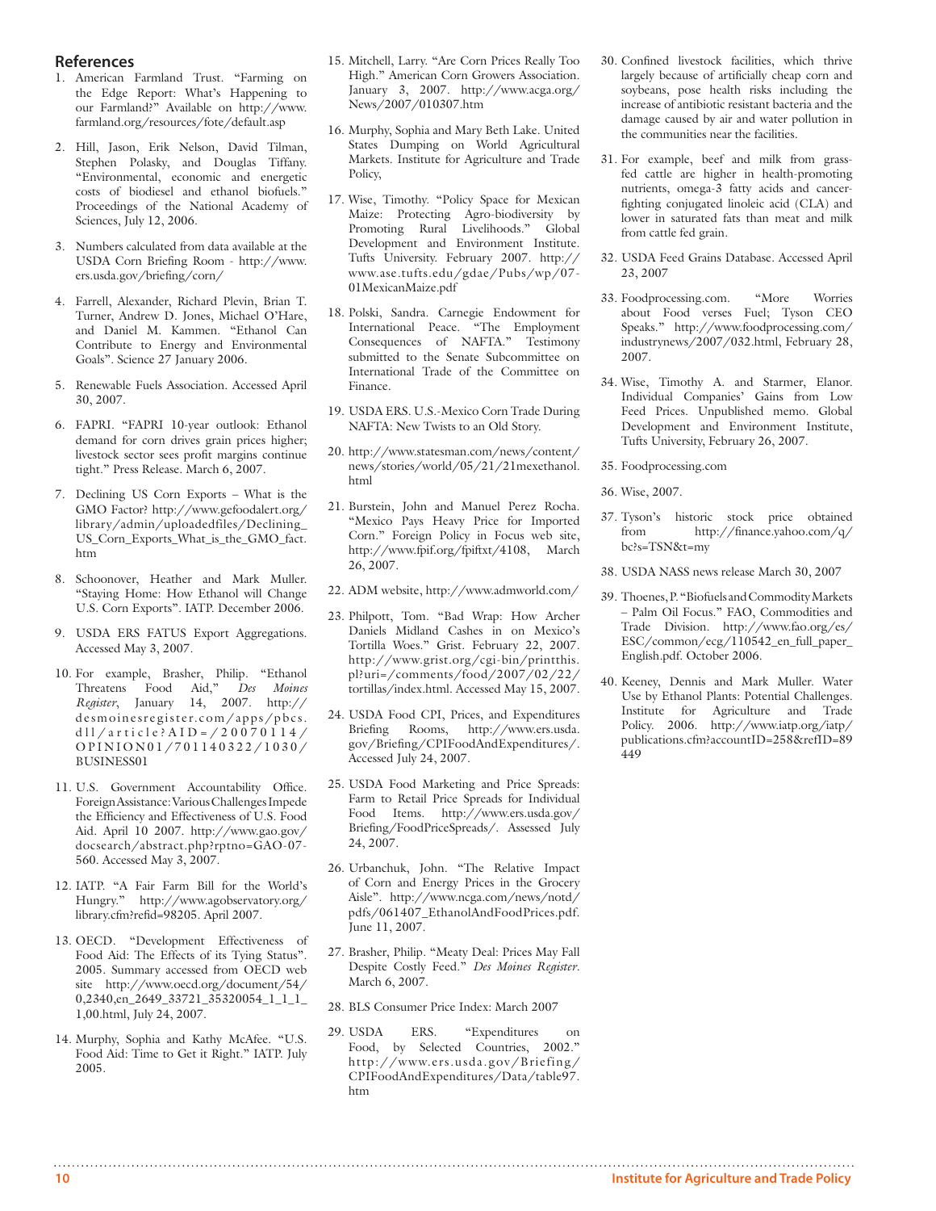## References

1. American Farmland Trust. "Farming on the Edge Report: What's Happening to our Farmland?" Available on http://www.farmland.org/resources/fote/default.asp

2. Hill, Jason, Erik Nelson, David Tilman, Stephen Polasky, and Douglas Tiffany. "Environmental, economic and energetic costs of biodiesel and ethanol biofuels." Proceedings of the National Academy of Sciences, July 12, 2006.

3. Numbers calculated from data available at the USDA Corn Briefing Room - http://www.ers.usda.gov/briefing/corn/

4. Farrell, Alexander, Richard Plevin, Brian T. Turner, Andrew D. Jones, Michael O'Hare, and Daniel M. Kammen. "Ethanol Can Contribute to Energy and Environmental Goals". Science 27 January 2006.

5. Renewable Fuels Association. Accessed April 30, 2007.

6. FAPRI. "FAPRI 10-year outlook: Ethanol demand for corn drives grain prices higher; livestock sector sees profit margins continue tight." Press Release. March 6, 2007.

7. Declining US Corn Exports – What is the GMO Factor? http://www.gefoodalert.org/library/admin/uploadedfiles/Declining_US_Corn_Exports_What_is_the_GMO_fact.htm

8. Schoonover, Heather and Mark Muller. "Staying Home: How Ethanol will Change U.S. Corn Exports". IATP. December 2006.

9. USDA ERS FATUS Export Aggregations. Accessed May 3, 2007.

10. For example, Brasher, Philip. "Ethanol Threatens Food Aid," *Des Moines Register*, January 14, 2007. http://desmoinesregister.com/apps/pbcs.dll/article?AID=/20070114/OPINION01/701140322/1030/BUSINESS01

11. U.S. Government Accountability Office. Foreign Assistance: Various Challenges Impede the Efficiency and Effectiveness of U.S. Food Aid. April 10 2007. http://www.gao.gov/docsearch/abstract.php?rptno=GAO-07-560. Accessed May 3, 2007.

12. IATP. "A Fair Farm Bill for the World's Hungry." http://www.agobservatory.org/library.cfm?refid=98205. April 2007.

13. OECD. "Development Effectiveness of Food Aid: The Effects of its Tying Status". 2005. Summary accessed from OECD web site http://www.oecd.org/document/54/0,2340,en_2649_33721_35320054_1_1_1_1,00.html, July 24, 2007.

14. Murphy, Sophia and Kathy McAfee. "U.S. Food Aid: Time to Get it Right." IATP. July 2005.

15. Mitchell, Larry. "Are Corn Prices Really Too High." American Corn Growers Association. January 3, 2007. http://www.acga.org/News/2007/010307.htm

16. Murphy, Sophia and Mary Beth Lake. United States Dumping on World Agricultural Markets. Institute for Agriculture and Trade Policy,

17. Wise, Timothy. "Policy Space for Mexican Maize: Protecting Agro-biodiversity by Promoting Rural Livelihoods." Global Development and Environment Institute. Tufts University. February 2007. http://www.ase.tufts.edu/gdae/Pubs/wp/07-01MexicanMaize.pdf

18. Polski, Sandra. Carnegie Endowment for International Peace. "The Employment Consequences of NAFTA." Testimony submitted to the Senate Subcommittee on International Trade of the Committee on Finance.

19. USDA ERS. U.S.-Mexico Corn Trade During NAFTA: New Twists to an Old Story.

20. http://www.statesman.com/news/content/news/stories/world/05/21/21mexethanol.html

21. Burstein, John and Manuel Perez Rocha. "Mexico Pays Heavy Price for Imported Corn." Foreign Policy in Focus web site, http://www.fpif.org/fpiftxt/4108, March 26, 2007.

22. ADM website, http://www.admworld.com/

23. Philpott, Tom. "Bad Wrap: How Archer Daniels Midland Cashes in on Mexico's Tortilla Woes." Grist. February 22, 2007. http://www.grist.org/cgi-bin/printthis.pl?uri=/comments/food/2007/02/22/tortillas/index.html. Accessed May 15, 2007.

24. USDA Food CPI, Prices, and Expenditures Briefing Rooms, http://www.ers.usda.gov/Briefing/CPIFoodAndExpenditures/. Accessed July 24, 2007.

25. USDA Food Marketing and Price Spreads: Farm to Retail Price Spreads for Individual Food Items. http://www.ers.usda.gov/Briefing/FoodPriceSpreads/. Assessed July 24, 2007.

26. Urbanchuk, John. "The Relative Impact of Corn and Energy Prices in the Grocery Aisle". http://www.ncga.com/news/notd/pdfs/061407_EthanolAndFoodPrices.pdf. June 11, 2007.

27. Brasher, Philip. "Meaty Deal: Prices May Fall Despite Costly Feed." *Des Moines Register*. March 6, 2007.

28. BLS Consumer Price Index: March 2007

29. USDA ERS. "Expenditures on Food, by Selected Countries, 2002." http://www.ers.usda.gov/Briefing/CPIFoodAndExpenditures/Data/table97.htm

30. Confined livestock facilities, which thrive largely because of artificially cheap corn and soybeans, pose health risks including the increase of antibiotic resistant bacteria and the damage caused by air and water pollution in the communities near the facilities.

31. For example, beef and milk from grass-fed cattle are higher in health-promoting nutrients, omega-3 fatty acids and cancer-fighting conjugated linoleic acid (CLA) and lower in saturated fats than meat and milk from cattle fed grain.

32. USDA Feed Grains Database. Accessed April 23, 2007

33. Foodprocessing.com. "More Worries about Food verses Fuel; Tyson CEO Speaks." http://www.foodprocessing.com/industrynews/2007/032.html, February 28, 2007.

34. Wise, Timothy A. and Starmer, Elanor. Individual Companies' Gains from Low Feed Prices. Unpublished memo. Global Development and Environment Institute, Tufts University, February 26, 2007.

35. Foodprocessing.com

36. Wise, 2007.

37. Tyson's historic stock price obtained from http://finance.yahoo.com/q/bc?s=TSN&t=my

38. USDA NASS news release March 30, 2007

39. Thoenes, P. "Biofuels and Commodity Markets – Palm Oil Focus." FAO, Commodities and Trade Division. http://www.fao.org/es/ESC/common/ecg/110542_en_full_paper_English.pdf. October 2006.

40. Keeney, Dennis and Mark Muller. Water Use by Ethanol Plants: Potential Challenges. Institute for Agriculture and Trade Policy. 2006. http://www.iatp.org/iatp/publications.cfm?accountID=258&refID=89449